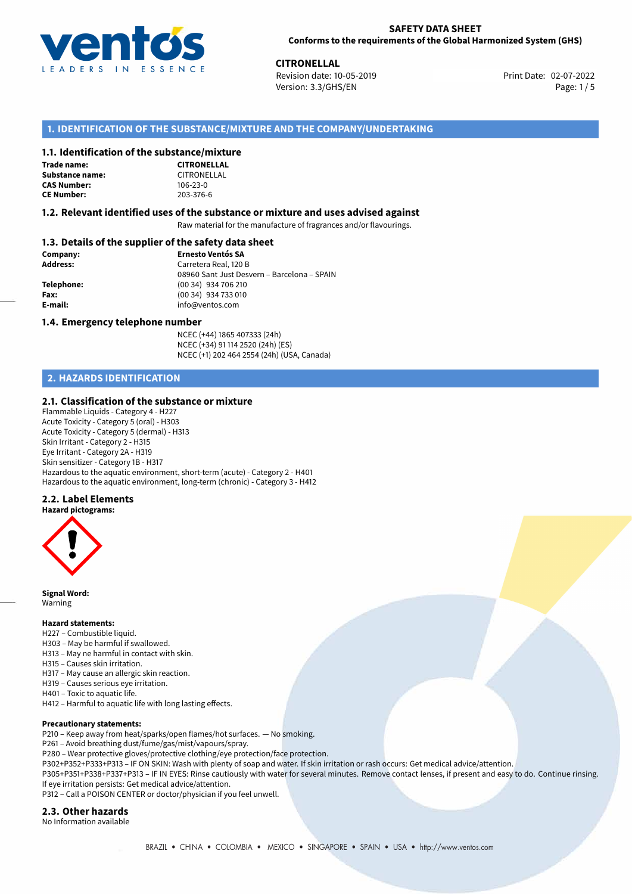# SAFETY DATA SHEET
**Conforms to the requirements of the Global Harmonized System (GHS)**

**CITRONELLAL**
Revision date: 10-05-2019
Version: 3.3/GHS/EN

Print Date: 02-07-2022

## 1. IDENTIFICATION OF THE SUBSTANCE/MIXTURE AND THE COMPANY/UNDERTAKING

### 1.1. Identification of the substance/mixture

| | |
|---|---|
| **Trade name:** | **CITRONELLAL** |
| **Substance name:** | CITRONELLAL |
| **CAS Number:** | 106-23-0 |
| **CE Number:** | 203-376-6 |

### 1.2. Relevant identified uses of the substance or mixture and uses advised against

Raw material for the manufacture of fragrances and/or flavourings.

### 1.3. Details of the supplier of the safety data sheet

| | |
|---|---|
| **Company:** | **Ernesto Ventós SA** |
| **Address:** | Carretera Real, 120 B<br>08960 Sant Just Desvern – Barcelona – SPAIN |
| **Telephone:** | (00 34) 934 706 210 |
| **Fax:** | (00 34) 934 733 010 |
| **E-mail:** | info@ventos.com |

### 1.4. Emergency telephone number

NCEC (+44) 1865 407333 (24h)
NCEC (+34) 91 114 2520 (24h) (ES)
NCEC (+1) 202 464 2554 (24h) (USA, Canada)

## 2. HAZARDS IDENTIFICATION

### 2.1. Classification of the substance or mixture

Flammable Liquids - Category 4 - H227
Acute Toxicity - Category 5 (oral) - H303
Acute Toxicity - Category 5 (dermal) - H313
Skin Irritant - Category 2 - H315
Eye Irritant - Category 2A - H319
Skin sensitizer - Category 1B - H317
Hazardous to the aquatic environment, short-term (acute) - Category 2 - H401
Hazardous to the aquatic environment, long-term (chronic) - Category 3 - H412

### 2.2. Label Elements

**Hazard pictograms:**

**Signal Word:**
Warning

**Hazard statements:**
H227 – Combustible liquid.
H303 – May be harmful if swallowed.
H313 – May ne harmful in contact with skin.
H315 – Causes skin irritation.
H317 – May cause an allergic skin reaction.
H319 – Causes serious eye irritation.
H401 – Toxic to aquatic life.
H412 – Harmful to aquatic life with long lasting effects.

**Precautionary statements:**
P210 – Keep away from heat/sparks/open flames/hot surfaces. — No smoking.
P261 – Avoid breathing dust/fume/gas/mist/vapours/spray.
P280 – Wear protective gloves/protective clothing/eye protection/face protection.
P302+P352+P333+P313 – IF ON SKIN: Wash with plenty of soap and water. If skin irritation or rash occurs: Get medical advice/attention.
P305+P351+P338+P337+P313 – IF IN EYES: Rinse cautiously with water for several minutes. Remove contact lenses, if present and easy to do. Continue rinsing. If eye irritation persists: Get medical advice/attention.
P312 – Call a POISON CENTER or doctor/physician if you feel unwell.

### 2.3. Other hazards

No Information available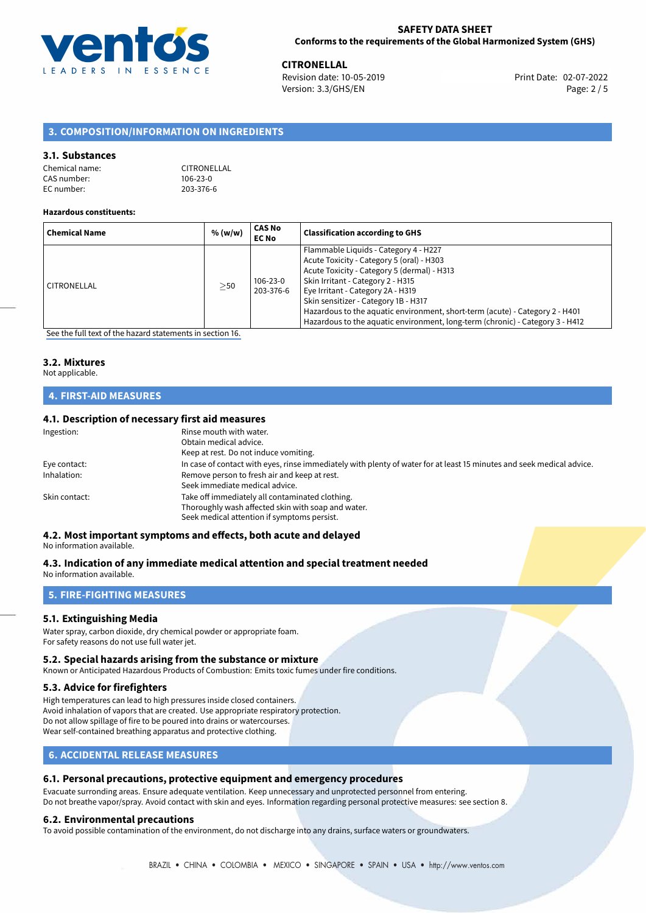## 3. COMPOSITION/INFORMATION ON INGREDIENTS

### 3.1. Substances

Chemical name: CITRONELLAL
CAS number: 106-23-0
EC number: 203-376-6

**Hazardous constituents:**

| Chemical Name | % (w/w) | CAS No EC No | Classification according to GHS |
|---|---|---|---|
| CITRONELLAL | ≥50 | 106-23-0 203-376-6 | Flammable Liquids - Category 4 - H227<br>Acute Toxicity - Category 5 (oral) - H303<br>Acute Toxicity - Category 5 (dermal) - H313<br>Skin Irritant - Category 2 - H315<br>Eye Irritant - Category 2A - H319<br>Skin sensitizer - Category 1B - H317<br>Hazardous to the aquatic environment, short-term (acute) - Category 2 - H401<br>Hazardous to the aquatic environment, long-term (chronic) - Category 3 - H412 |

See the full text of the hazard statements in section 16.

### 3.2. Mixtures

Not applicable.

## 4. FIRST-AID MEASURES

### 4.1. Description of necessary first aid measures

Ingestion: Rinse mouth with water.
Obtain medical advice.
Keep at rest. Do not induce vomiting.

Eye contact: In case of contact with eyes, rinse immediately with plenty of water for at least 15 minutes and seek medical advice.

Inhalation: Remove person to fresh air and keep at rest.
Seek immediate medical advice.

Skin contact: Take off immediately all contaminated clothing.
Thoroughly wash affected skin with soap and water.
Seek medical attention if symptoms persist.

### 4.2. Most important symptoms and effects, both acute and delayed

No information available.

### 4.3. Indication of any immediate medical attention and special treatment needed

No information available.

## 5. FIRE-FIGHTING MEASURES

### 5.1. Extinguishing Media

Water spray, carbon dioxide, dry chemical powder or appropriate foam.
For safety reasons do not use full water jet.

### 5.2. Special hazards arising from the substance or mixture

Known or Anticipated Hazardous Products of Combustion: Emits toxic fumes under fire conditions.

### 5.3. Advice for firefighters

High temperatures can lead to high pressures inside closed containers.
Avoid inhalation of vapors that are created. Use appropriate respiratory protection.
Do not allow spillage of fire to be poured into drains or watercourses.
Wear self-contained breathing apparatus and protective clothing.

## 6. ACCIDENTAL RELEASE MEASURES

### 6.1. Personal precautions, protective equipment and emergency procedures

Evacuate surrounding areas. Ensure adequate ventilation. Keep unnecessary and unprotected personnel from entering.
Do not breathe vapor/spray. Avoid contact with skin and eyes. Information regarding personal protective measures: see section 8.

### 6.2. Environmental precautions

To avoid possible contamination of the environment, do not discharge into any drains, surface waters or groundwaters.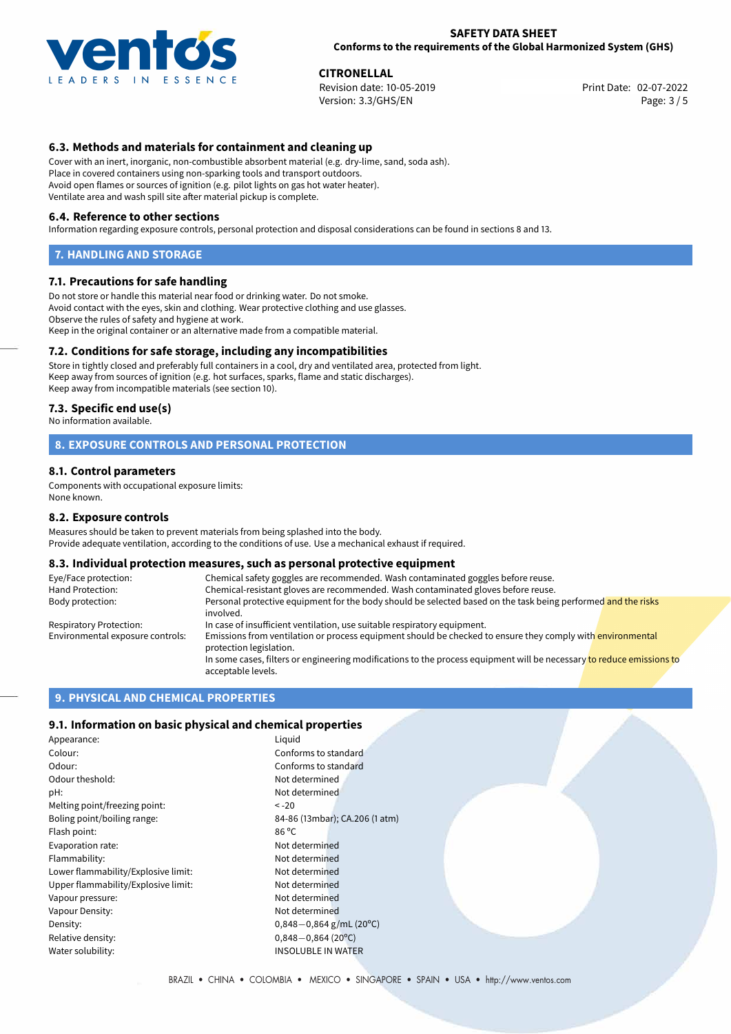### 6.3. Methods and materials for containment and cleaning up

Cover with an inert, inorganic, non-combustible absorbent material (e.g. dry-lime, sand, soda ash).
Place in covered containers using non-sparking tools and transport outdoors.
Avoid open flames or sources of ignition (e.g. pilot lights on gas hot water heater).
Ventilate area and wash spill site after material pickup is complete.

### 6.4. Reference to other sections

Information regarding exposure controls, personal protection and disposal considerations can be found in sections 8 and 13.

## 7. HANDLING AND STORAGE

### 7.1. Precautions for safe handling

Do not store or handle this material near food or drinking water. Do not smoke.
Avoid contact with the eyes, skin and clothing. Wear protective clothing and use glasses.
Observe the rules of safety and hygiene at work.
Keep in the original container or an alternative made from a compatible material.

### 7.2. Conditions for safe storage, including any incompatibilities

Store in tightly closed and preferably full containers in a cool, dry and ventilated area, protected from light.
Keep away from sources of ignition (e.g. hot surfaces, sparks, flame and static discharges).
Keep away from incompatible materials (see section 10).

### 7.3. Specific end use(s)

No information available.

## 8. EXPOSURE CONTROLS AND PERSONAL PROTECTION

### 8.1. Control parameters

Components with occupational exposure limits:
None known.

### 8.2. Exposure controls

Measures should be taken to prevent materials from being splashed into the body.
Provide adequate ventilation, according to the conditions of use. Use a mechanical exhaust if required.

### 8.3. Individual protection measures, such as personal protective equipment

| | |
|---|---|
| Eye/Face protection: | Chemical safety goggles are recommended. Wash contaminated goggles before reuse. |
| Hand Protection: | Chemical-resistant gloves are recommended. Wash contaminated gloves before reuse. |
| Body protection: | Personal protective equipment for the body should be selected based on the task being performed and the risks involved. |
| Respiratory Protection: | In case of insufficient ventilation, use suitable respiratory equipment. |
| Environmental exposure controls: | Emissions from ventilation or process equipment should be checked to ensure they comply with environmental protection legislation. In some cases, filters or engineering modifications to the process equipment will be necessary to reduce emissions to acceptable levels. |

## 9. PHYSICAL AND CHEMICAL PROPERTIES

### 9.1. Information on basic physical and chemical properties

| | |
|---|---|
| Appearance: | Liquid |
| Colour: | Conforms to standard |
| Odour: | Conforms to standard |
| Odour theshold: | Not determined |
| pH: | Not determined |
| Melting point/freezing point: | < -20 |
| Boling point/boiling range: | 84-86 (13mbar); CA.206 (1 atm) |
| Flash point: | 86 °C |
| Evaporation rate: | Not determined |
| Flammability: | Not determined |
| Lower flammability/Explosive limit: | Not determined |
| Upper flammability/Explosive limit: | Not determined |
| Vapour pressure: | Not determined |
| Vapour Density: | Not determined |
| Density: | 0,848−0,864 g/mL (20°C) |
| Relative density: | 0,848−0,864 (20°C) |
| Water solubility: | INSOLUBLE IN WATER |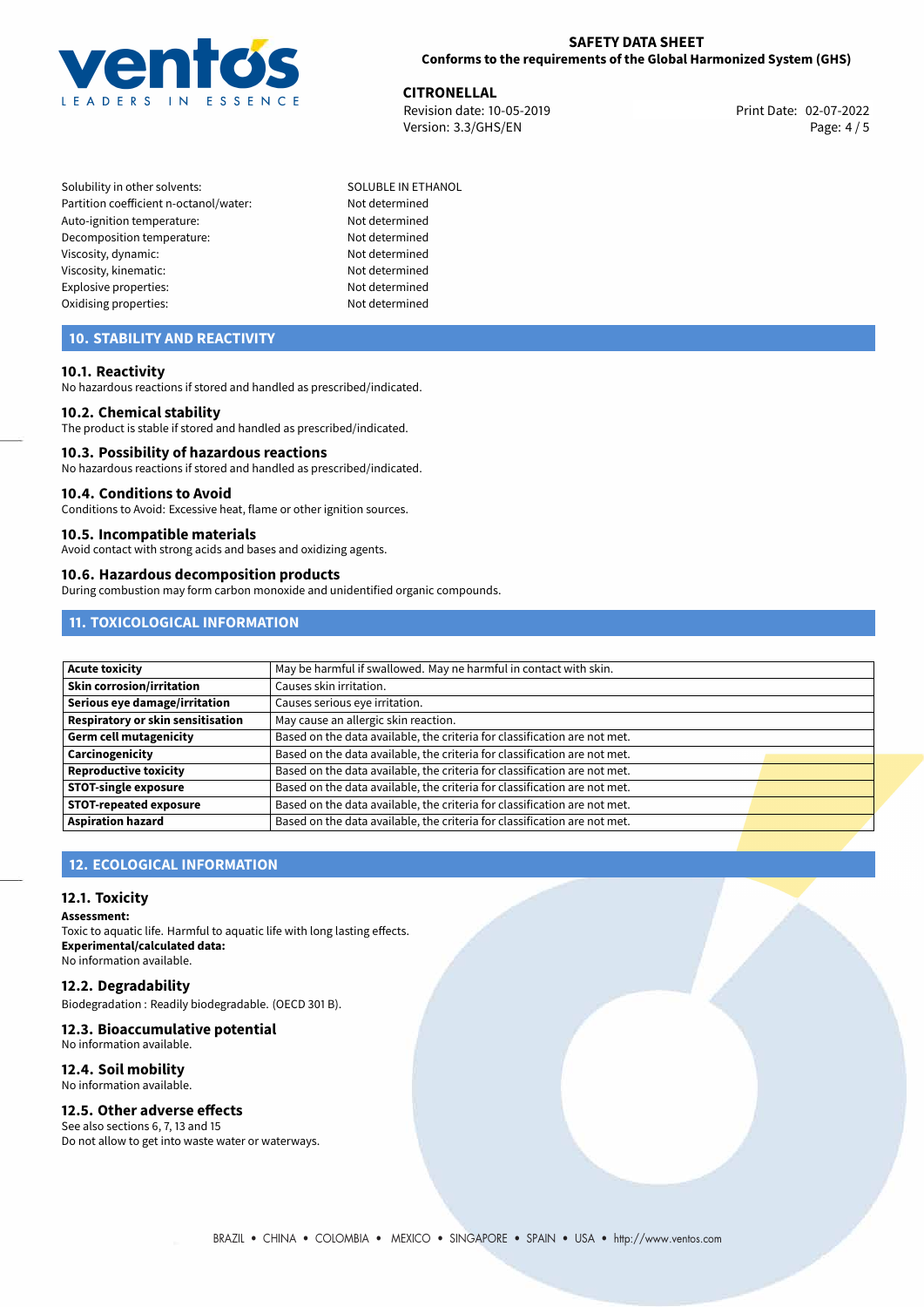| | |
|---|---|
| Solubility in other solvents: | SOLUBLE IN ETHANOL |
| Partition coefficient n-octanol/water: | Not determined |
| Auto-ignition temperature: | Not determined |
| Decomposition temperature: | Not determined |
| Viscosity, dynamic: | Not determined |
| Viscosity, kinematic: | Not determined |
| Explosive properties: | Not determined |
| Oxidising properties: | Not determined |

## 10. STABILITY AND REACTIVITY

### 10.1. Reactivity

No hazardous reactions if stored and handled as prescribed/indicated.

### 10.2. Chemical stability

The product is stable if stored and handled as prescribed/indicated.

### 10.3. Possibility of hazardous reactions

No hazardous reactions if stored and handled as prescribed/indicated.

### 10.4. Conditions to Avoid

Conditions to Avoid: Excessive heat, flame or other ignition sources.

### 10.5. Incompatible materials

Avoid contact with strong acids and bases and oxidizing agents.

### 10.6. Hazardous decomposition products

During combustion may form carbon monoxide and unidentified organic compounds.

## 11. TOXICOLOGICAL INFORMATION

| | |
|---|---|
| **Acute toxicity** | May be harmful if swallowed. May ne harmful in contact with skin. |
| **Skin corrosion/irritation** | Causes skin irritation. |
| **Serious eye damage/irritation** | Causes serious eye irritation. |
| **Respiratory or skin sensitisation** | May cause an allergic skin reaction. |
| **Germ cell mutagenicity** | Based on the data available, the criteria for classification are not met. |
| **Carcinogenicity** | Based on the data available, the criteria for classification are not met. |
| **Reproductive toxicity** | Based on the data available, the criteria for classification are not met. |
| **STOT-single exposure** | Based on the data available, the criteria for classification are not met. |
| **STOT-repeated exposure** | Based on the data available, the criteria for classification are not met. |
| **Aspiration hazard** | Based on the data available, the criteria for classification are not met. |

## 12. ECOLOGICAL INFORMATION

### 12.1. Toxicity

**Assessment:**
Toxic to aquatic life. Harmful to aquatic life with long lasting effects.
**Experimental/calculated data:**
No information available.

### 12.2. Degradability

Biodegradation : Readily biodegradable. (OECD 301 B).

### 12.3. Bioaccumulative potential

No information available.

### 12.4. Soil mobility

No information available.

### 12.5. Other adverse effects

See also sections 6, 7, 13 and 15
Do not allow to get into waste water or waterways.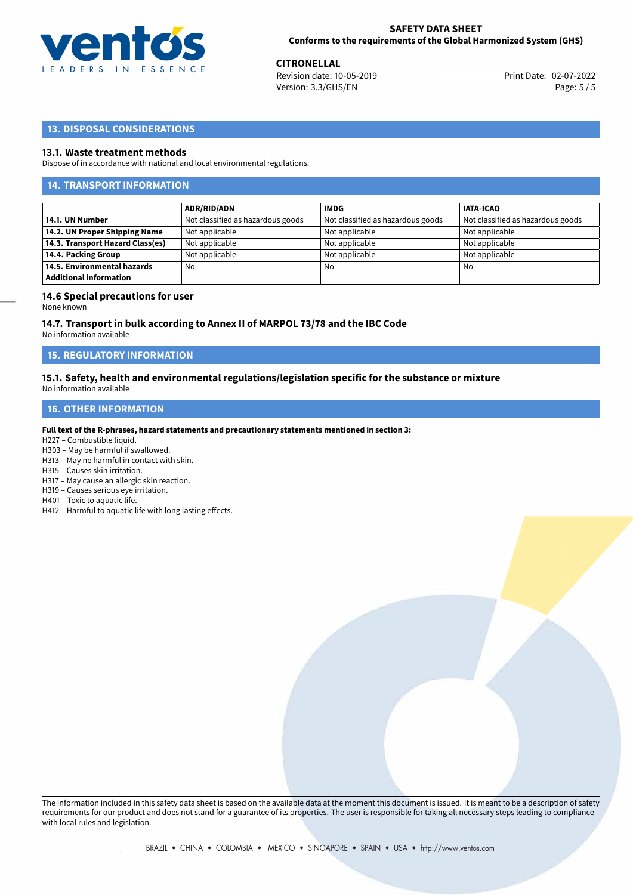## 13. DISPOSAL CONSIDERATIONS

### 13.1. Waste treatment methods

Dispose of in accordance with national and local environmental regulations.

## 14. TRANSPORT INFORMATION

| | ADR/RID/ADN | IMDG | IATA-ICAO |
|---|---|---|---|
| **14.1. UN Number** | Not classified as hazardous goods | Not classified as hazardous goods | Not classified as hazardous goods |
| **14.2. UN Proper Shipping Name** | Not applicable | Not applicable | Not applicable |
| **14.3. Transport Hazard Class(es)** | Not applicable | Not applicable | Not applicable |
| **14.4. Packing Group** | Not applicable | Not applicable | Not applicable |
| **14.5. Environmental hazards** | No | No | No |
| **Additional information** | | | |

### 14.6 Special precautions for user

None known

### 14.7. Transport in bulk according to Annex II of MARPOL 73/78 and the IBC Code

No information available

## 15. REGULATORY INFORMATION

### 15.1. Safety, health and environmental regulations/legislation specific for the substance or mixture

No information available

## 16. OTHER INFORMATION

**Full text of the R-phrases, hazard statements and precautionary statements mentioned in section 3:**

H227 – Combustible liquid.
H303 – May be harmful if swallowed.
H313 – May ne harmful in contact with skin.
H315 – Causes skin irritation.
H317 – May cause an allergic skin reaction.
H319 – Causes serious eye irritation.
H401 – Toxic to aquatic life.
H412 – Harmful to aquatic life with long lasting effects.

The information included in this safety data sheet is based on the available data at the moment this document is issued. It is meant to be a description of safety requirements for our product and does not stand for a guarantee of its properties. The user is responsible for taking all necessary steps leading to compliance with local rules and legislation.